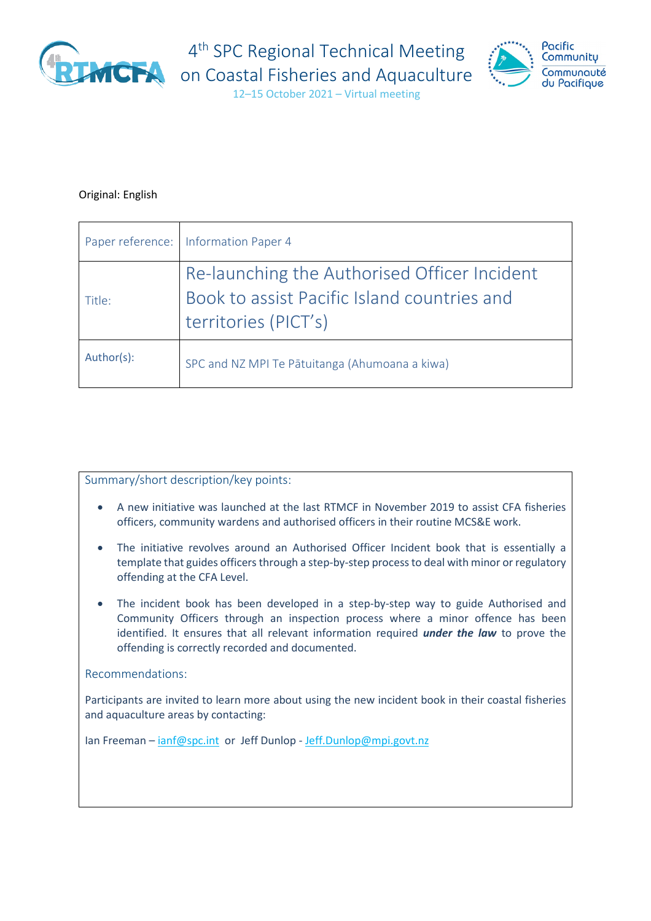# 4th SPC Regional Technical Meeting on Coastal Fisheries and Aquaculture

12–15 October 2021 – Virtual meeting

Original: English

| Paper reference: | Information Paper 4 |
|---|---|
| Title: | Re-launching the Authorised Officer Incident Book to assist Pacific Island countries and territories (PICT's) |
| Author(s): | SPC and NZ MPI Te Pātuitanga (Ahumoana a kiwa) |

## Summary/short description/key points:

- A new initiative was launched at the last RTMCF in November 2019 to assist CFA fisheries officers, community wardens and authorised officers in their routine MCS&E work.
- The initiative revolves around an Authorised Officer Incident book that is essentially a template that guides officers through a step-by-step process to deal with minor or regulatory offending at the CFA Level.
- The incident book has been developed in a step-by-step way to guide Authorised and Community Officers through an inspection process where a minor offence has been identified. It ensures that all relevant information required ***under the law*** to prove the offending is correctly recorded and documented.

## Recommendations:

Participants are invited to learn more about using the new incident book in their coastal fisheries and aquaculture areas by contacting:

Ian Freeman – ianf@spc.int or Jeff Dunlop - Jeff.Dunlop@mpi.govt.nz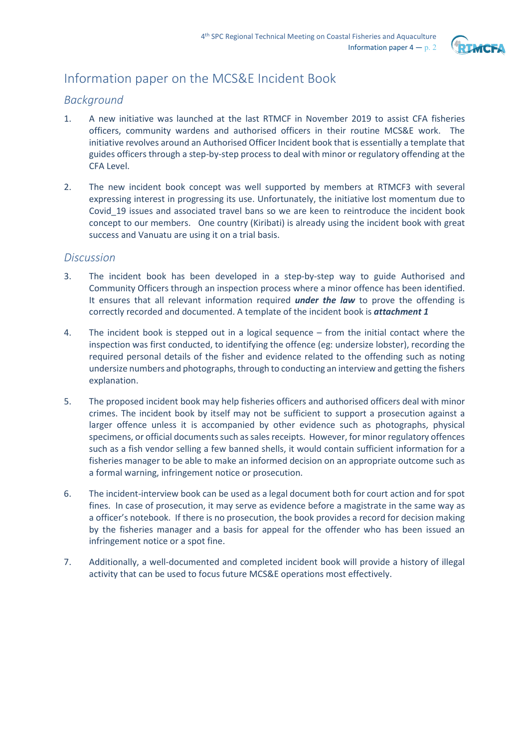# Information paper on the MCS&E Incident Book

## Background

1. A new initiative was launched at the last RTMCF in November 2019 to assist CFA fisheries officers, community wardens and authorised officers in their routine MCS&E work. The initiative revolves around an Authorised Officer Incident book that is essentially a template that guides officers through a step-by-step process to deal with minor or regulatory offending at the CFA Level.

2. The new incident book concept was well supported by members at RTMCF3 with several expressing interest in progressing its use. Unfortunately, the initiative lost momentum due to Covid_19 issues and associated travel bans so we are keen to reintroduce the incident book concept to our members. One country (Kiribati) is already using the incident book with great success and Vanuatu are using it on a trial basis.

## Discussion

3. The incident book has been developed in a step-by-step way to guide Authorised and Community Officers through an inspection process where a minor offence has been identified. It ensures that all relevant information required ***under the law*** to prove the offending is correctly recorded and documented. A template of the incident book is ***attachment 1***

4. The incident book is stepped out in a logical sequence – from the initial contact where the inspection was first conducted, to identifying the offence (eg: undersize lobster), recording the required personal details of the fisher and evidence related to the offending such as noting undersize numbers and photographs, through to conducting an interview and getting the fishers explanation.

5. The proposed incident book may help fisheries officers and authorised officers deal with minor crimes. The incident book by itself may not be sufficient to support a prosecution against a larger offence unless it is accompanied by other evidence such as photographs, physical specimens, or official documents such as sales receipts. However, for minor regulatory offences such as a fish vendor selling a few banned shells, it would contain sufficient information for a fisheries manager to be able to make an informed decision on an appropriate outcome such as a formal warning, infringement notice or prosecution.

6. The incident-interview book can be used as a legal document both for court action and for spot fines. In case of prosecution, it may serve as evidence before a magistrate in the same way as a officer's notebook. If there is no prosecution, the book provides a record for decision making by the fisheries manager and a basis for appeal for the offender who has been issued an infringement notice or a spot fine.

7. Additionally, a well-documented and completed incident book will provide a history of illegal activity that can be used to focus future MCS&E operations most effectively.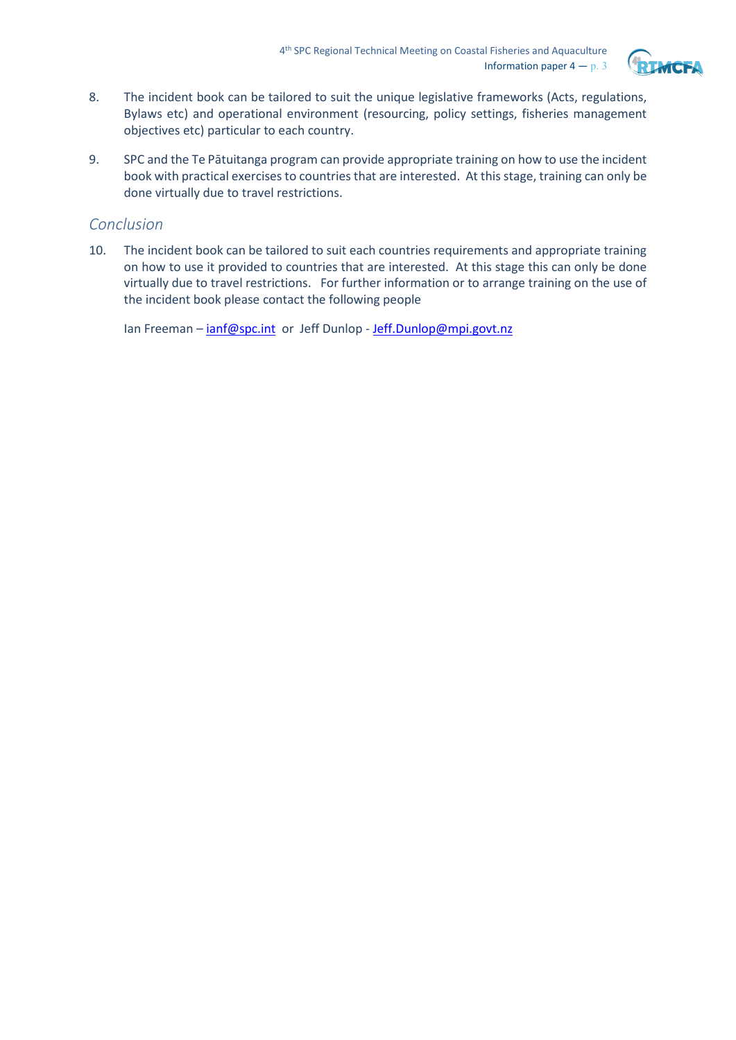8. The incident book can be tailored to suit the unique legislative frameworks (Acts, regulations, Bylaws etc) and operational environment (resourcing, policy settings, fisheries management objectives etc) particular to each country.

9. SPC and the Te Pātuitanga program can provide appropriate training on how to use the incident book with practical exercises to countries that are interested. At this stage, training can only be done virtually due to travel restrictions.

## *Conclusion*

10. The incident book can be tailored to suit each countries requirements and appropriate training on how to use it provided to countries that are interested. At this stage this can only be done virtually due to travel restrictions. For further information or to arrange training on the use of the incident book please contact the following people

    Ian Freeman – ianf@spc.int or Jeff Dunlop - Jeff.Dunlop@mpi.govt.nz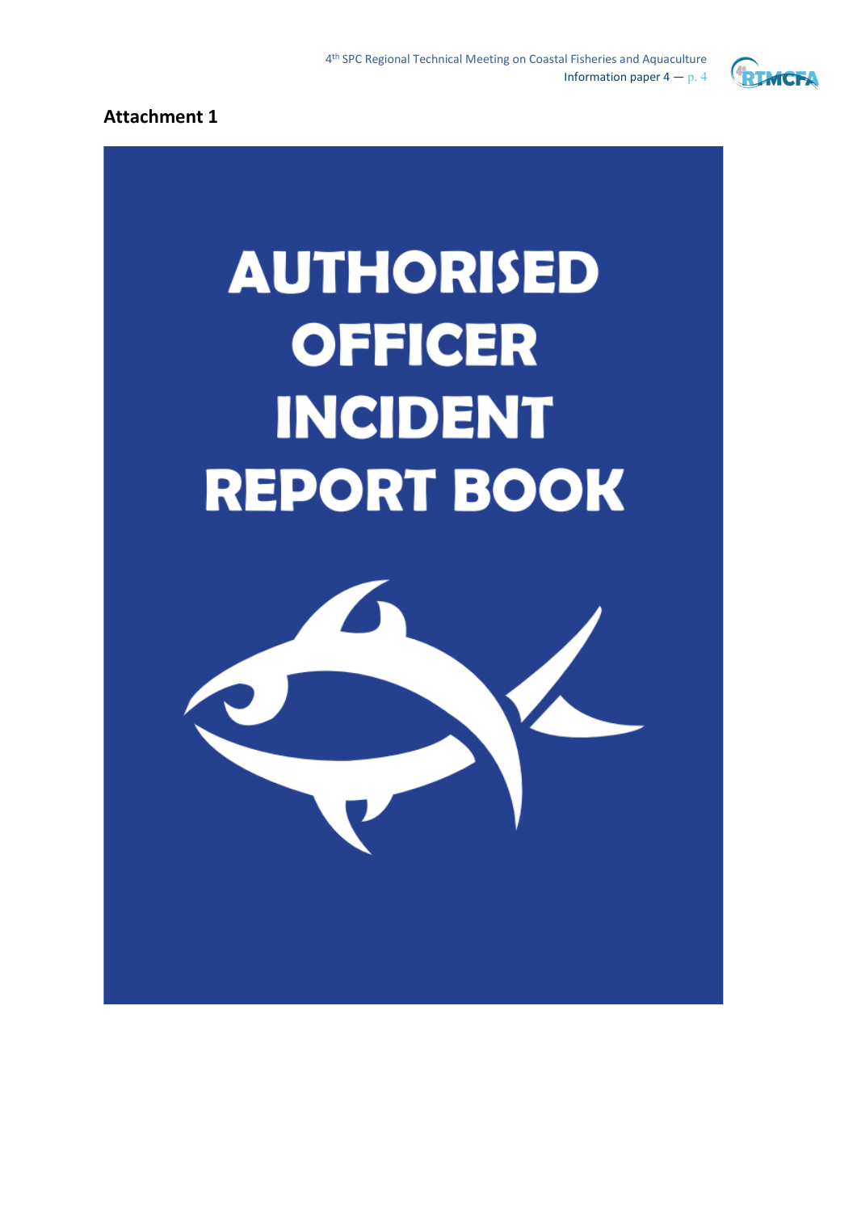**Attachment 1**

# AUTHORISED OFFICER INCIDENT REPORT BOOK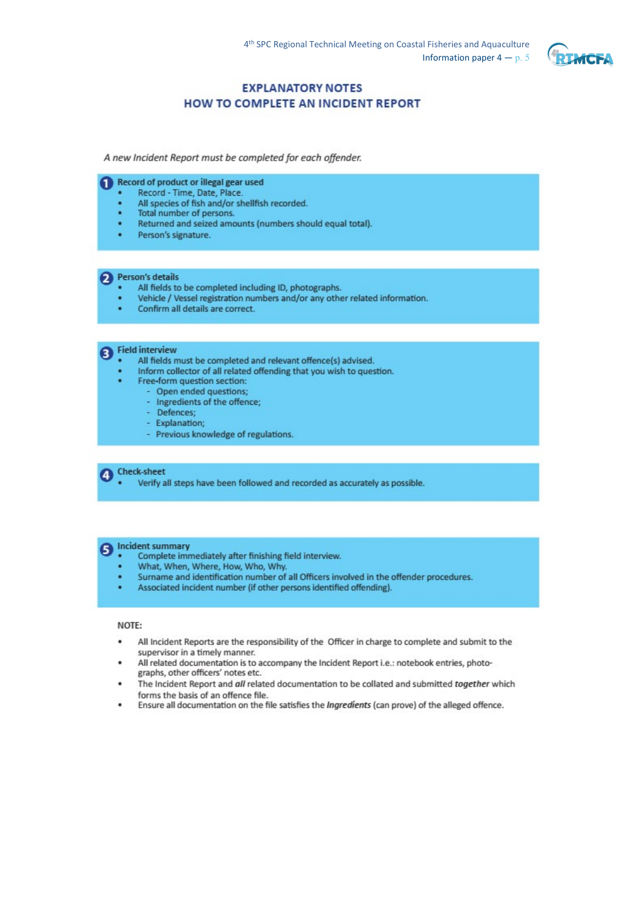# EXPLANATORY NOTES
# HOW TO COMPLETE AN INCIDENT REPORT

*A new Incident Report must be completed for each offender.*

**1 Record of product or illegal gear used**
- Record - Time, Date, Place.
- All species of fish and/or shellfish recorded.
- Total number of persons.
- Returned and seized amounts (numbers should equal total).
- Person's signature.

**2 Person's details**
- All fields to be completed including ID, photographs.
- Vehicle / Vessel registration numbers and/or any other related information.
- Confirm all details are correct.

**3 Field interview**
- All fields must be completed and relevant offence(s) advised.
- Inform collector of all related offending that you wish to question.
- Free-form question section:
  - Open ended questions;
  - Ingredients of the offence;
  - Defences;
  - Explanation;
  - Previous knowledge of regulations.

**4 Check-sheet**
- Verify all steps have been followed and recorded as accurately as possible.

**5 Incident summary**
- Complete immediately after finishing field interview.
- What, When, Where, How, Who, Why.
- Surname and identification number of all Officers involved in the offender procedures.
- Associated incident number (if other persons identified offending).

NOTE:

- All Incident Reports are the responsibility of the Officer in charge to complete and submit to the supervisor in a timely manner.
- All related documentation is to accompany the Incident Report i.e.: notebook entries, photographs, other officers' notes etc.
- The Incident Report and ***all*** related documentation to be collated and submitted ***together*** which forms the basis of an offence file.
- Ensure all documentation on the file satisfies the ***Ingredients*** (can prove) of the alleged offence.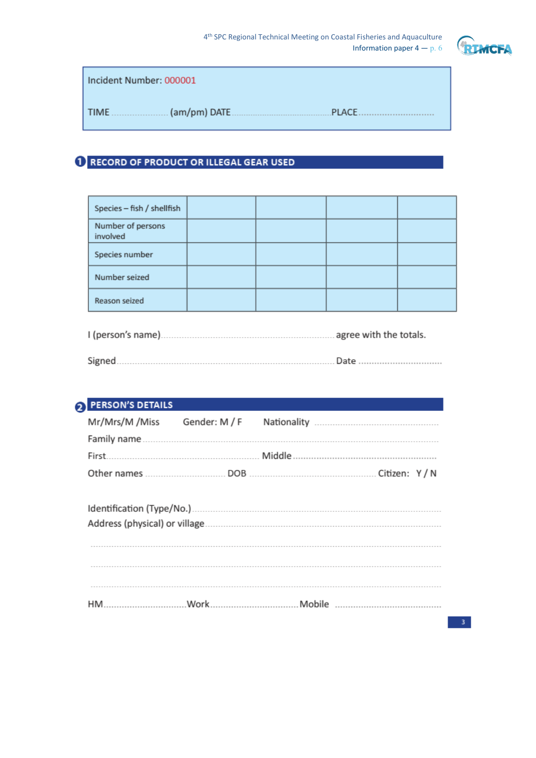Incident Number: 000001

TIME ..................... (am/pm) DATE ........................................ PLACE ...........................

## 1 RECORD OF PRODUCT OR ILLEGAL GEAR USED

| | | | | |
|---|---|---|---|---|
| Species – fish / shellfish | | | | |
| Number of persons involved | | | | |
| Species number | | | | |
| Number seized | | | | |
| Reason seized | | | | |

I (person's name)........................................................................ agree with the totals.

Signed ........................................................................ Date ...............................

## 2 PERSON'S DETAILS

Mr/Mrs/M /Miss Gender: M / F Nationality ...........................................

Family name ...........................................................................................

First.................................................. Middle ..................................................

Other names ............................ DOB ............................................ Citizen: Y / N

Identification (Type/No.).................................................................................

Address (physical) or village............................................................................

.................................................................................................................

.................................................................................................................

.................................................................................................................

HM.............................. Work.............................. Mobile ..............................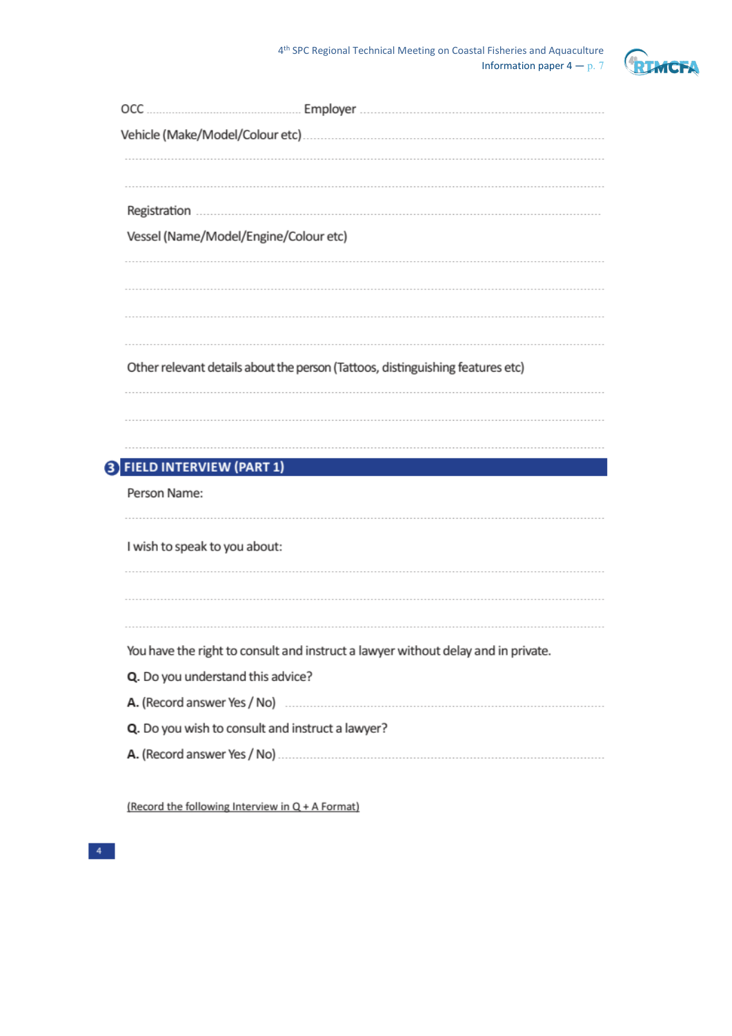OCC .................................... Employer ....................................................................

Vehicle (Make/Model/Colour etc) ...........................................................................

..................................................................................................................

..................................................................................................................

Registration ...........................................................................................

Vessel (Name/Model/Engine/Colour etc)

..................................................................................................................

..................................................................................................................

..................................................................................................................

..................................................................................................................

Other relevant details about the person (Tattoos, distinguishing features etc)

..................................................................................................................

..................................................................................................................

..................................................................................................................

## 3 FIELD INTERVIEW (PART 1)

Person Name:

..................................................................................................................

I wish to speak to you about:

..................................................................................................................

..................................................................................................................

..................................................................................................................

You have the right to consult and instruct a lawyer without delay and in private.

**Q.** Do you understand this advice?

**A.** (Record answer Yes / No) ..........................................................................

**Q.** Do you wish to consult and instruct a lawyer?

**A.** (Record answer Yes / No) ..........................................................................

(Record the following Interview in Q + A Format)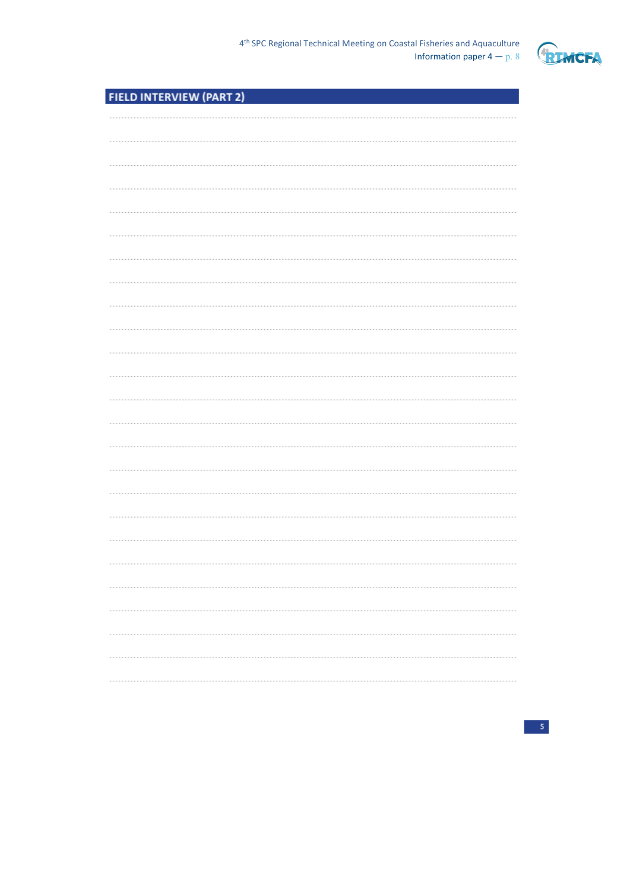## FIELD INTERVIEW (PART 2)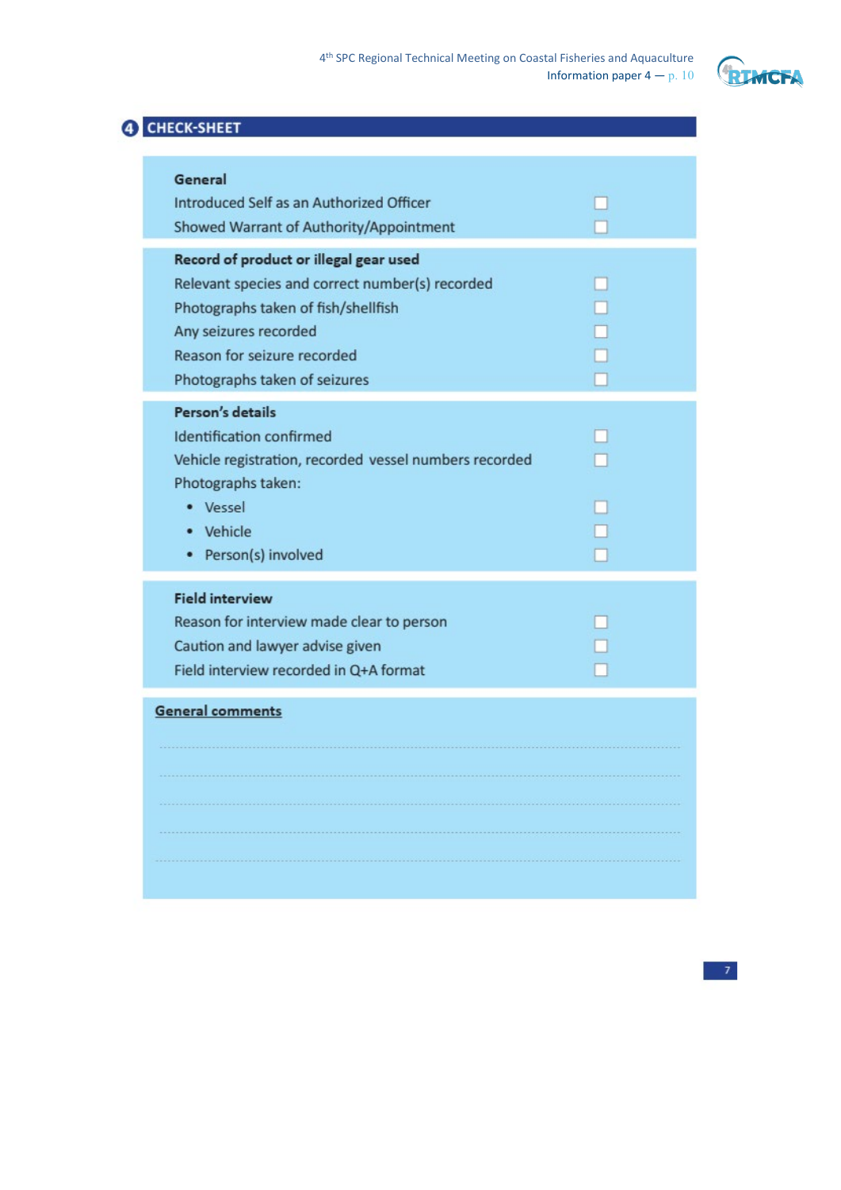## 4 CHECK-SHEET

**General**

- Introduced Self as an Authorized Officer ☐
- Showed Warrant of Authority/Appointment ☐

**Record of product or illegal gear used**

- Relevant species and correct number(s) recorded ☐
- Photographs taken of fish/shellfish ☐
- Any seizures recorded ☐
- Reason for seizure recorded ☐
- Photographs taken of seizures ☐

**Person's details**

- Identification confirmed ☐
- Vehicle registration, recorded vessel numbers recorded ☐
- Photographs taken:
  - Vessel ☐
  - Vehicle ☐
  - Person(s) involved ☐

**Field interview**

- Reason for interview made clear to person ☐
- Caution and lawyer advise given ☐
- Field interview recorded in Q+A format ☐

**General comments**

..............................................................................................................

..............................................................................................................

..............................................................................................................

..............................................................................................................

..............................................................................................................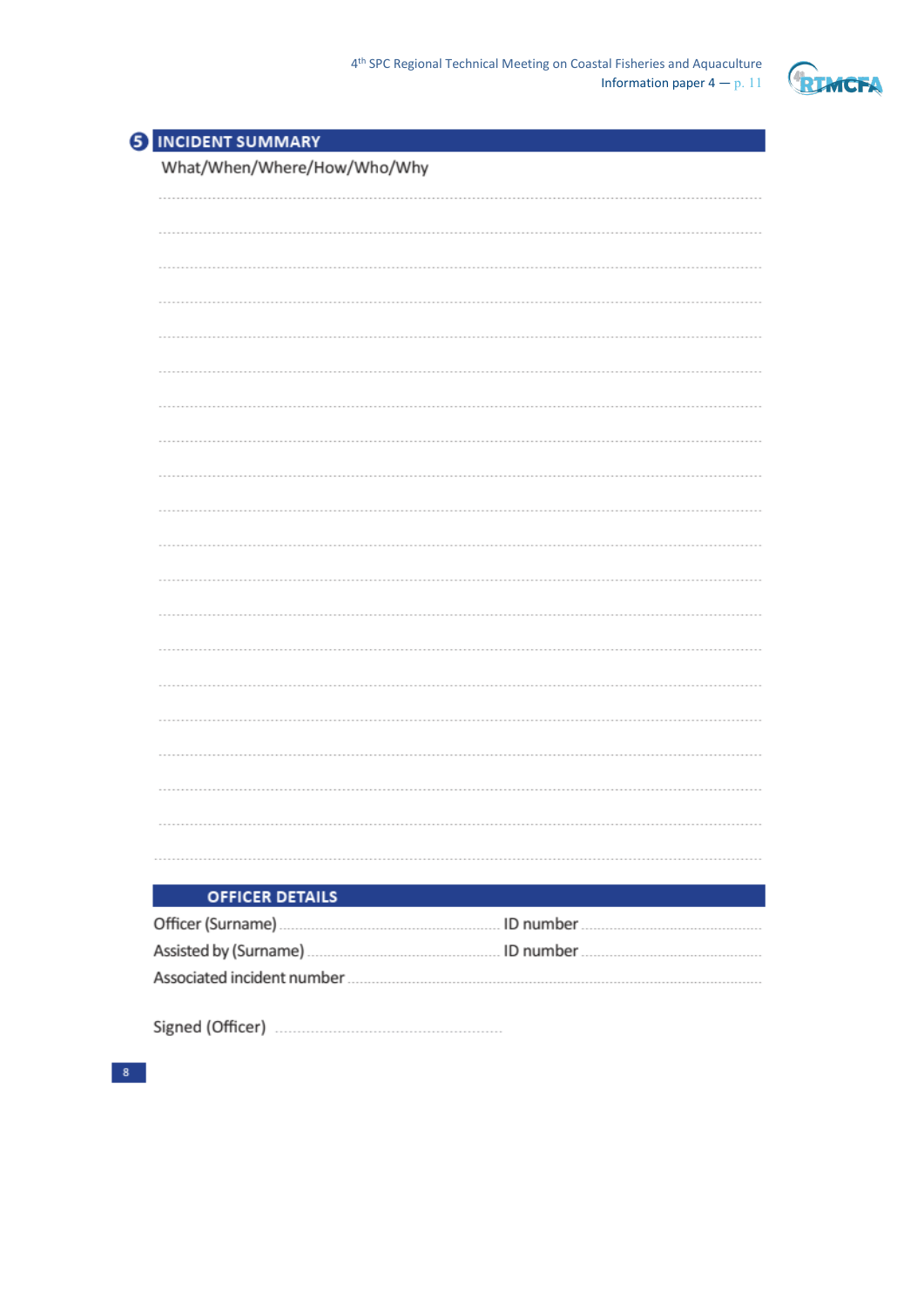## 5 INCIDENT SUMMARY

What/When/Where/How/Who/Why

..........................................................................................................................................................

..........................................................................................................................................................

..........................................................................................................................................................

..........................................................................................................................................................

..........................................................................................................................................................

..........................................................................................................................................................

..........................................................................................................................................................

..........................................................................................................................................................

..........................................................................................................................................................

..........................................................................................................................................................

..........................................................................................................................................................

..........................................................................................................................................................

..........................................................................................................................................................

..........................................................................................................................................................

..........................................................................................................................................................

..........................................................................................................................................................

..........................................................................................................................................................

..........................................................................................................................................................

..........................................................................................................................................................

..........................................................................................................................................................

## OFFICER DETAILS

Officer (Surname) .................................................. ID number ..................................................

Assisted by (Surname) .................................................. ID number ..................................................

Associated incident number ....................................................................................................

Signed (Officer) ..................................................